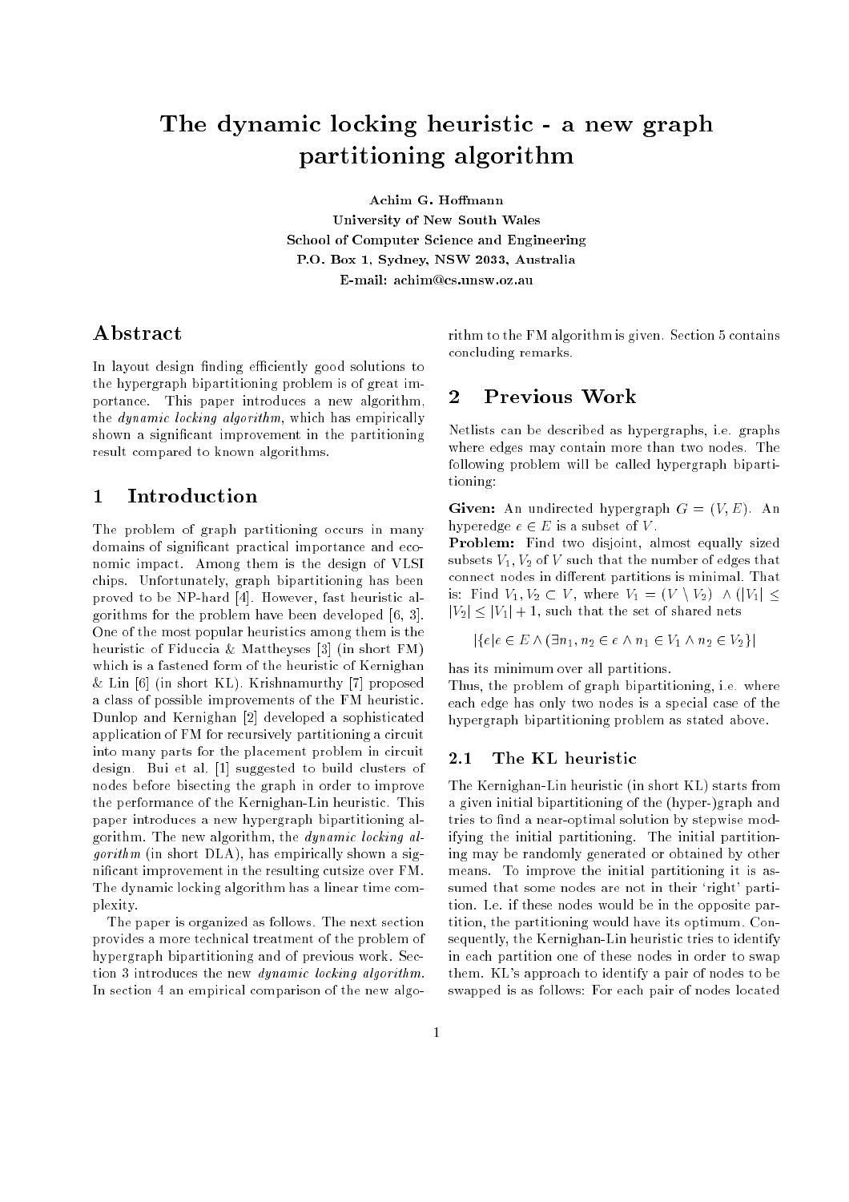# The dynamic locking heuristic - a new graph partitioning algorithm

**Achim G. Hoffmann**
**University of New South Wales**
**School of Computer Science and Engineering**
**P.O. Box 1, Sydney, NSW 2033, Australia**
**E-mail: achim@cs.unsw.oz.au**

## Abstract

In layout design finding efficiently good solutions to the hypergraph bipartitioning problem is of great importance. This paper introduces a new algorithm, the *dynamic locking algorithm*, which has empirically shown a significant improvement in the partitioning result compared to known algorithms.

## 1 Introduction

The problem of graph partitioning occurs in many domains of significant practical importance and economic impact. Among them is the design of VLSI chips. Unfortunately, graph bipartitioning has been proved to be NP-hard [4]. However, fast heuristic algorithms for the problem have been developed [6, 3]. One of the most popular heuristics among them is the heuristic of Fiduccia & Mattheyses [3] (in short FM) which is a fastened form of the heuristic of Kernighan & Lin [6] (in short KL). Krishnamurthy [7] proposed a class of possible improvements of the FM heuristic. Dunlop and Kernighan [2] developed a sophisticated application of FM for recursively partitioning a circuit into many parts for the placement problem in circuit design. Bui et al. [1] suggested to build clusters of nodes before bisecting the graph in order to improve the performance of the Kernighan-Lin heuristic. This paper introduces a new hypergraph bipartitioning algorithm. The new algorithm, the *dynamic locking algorithm* (in short DLA), has empirically shown a significant improvement in the resulting cutsize over FM. The dynamic locking algorithm has a linear time complexity.

The paper is organized as follows. The next section provides a more technical treatment of the problem of hypergraph bipartitioning and of previous work. Section 3 introduces the new *dynamic locking algorithm*. In section 4 an empirical comparison of the new algorithm to the FM algorithm is given. Section 5 contains concluding remarks.

## 2 Previous Work

Netlists can be described as hypergraphs, i.e. graphs where edges may contain more than two nodes. The following problem will be called hypergraph bipartitioning:

**Given:** An undirected hypergraph $G = (V, E)$. An hyperedge $e \in E$ is a subset of $V$.
**Problem:** Find two disjoint, almost equally sized subsets $V_1, V_2$ of $V$ such that the number of edges that connect nodes in different partitions is minimal. That is: Find $V_1, V_2 \subset V$, where $V_1 = (V \setminus V_2) \ \wedge (|V_1| \leq |V_2| \leq |V_1| + 1$, such that the set of shared nets

$$|\{e | e \in E \wedge (\exists n_1, n_2 \in e \wedge n_1 \in V_1 \wedge n_2 \in V_2\}|$$

has its minimum over all partitions.
Thus, the problem of graph bipartitioning, i.e. where each edge has only two nodes is a special case of the hypergraph bipartitioning problem as stated above.

### 2.1 The KL heuristic

The Kernighan-Lin heuristic (in short KL) starts from a given initial bipartitioning of the (hyper-)graph and tries to find a near-optimal solution by stepwise modifying the initial partitioning. The initial partitioning may be randomly generated or obtained by other means. To improve the initial partitioning it is assumed that some nodes are not in their 'right' partition. I.e. if these nodes would be in the opposite partition, the partitioning would have its optimum. Consequently, the Kernighan-Lin heuristic tries to identify in each partition one of these nodes in order to swap them. KL's approach to identify a pair of nodes to be swapped is as follows: For each pair of nodes located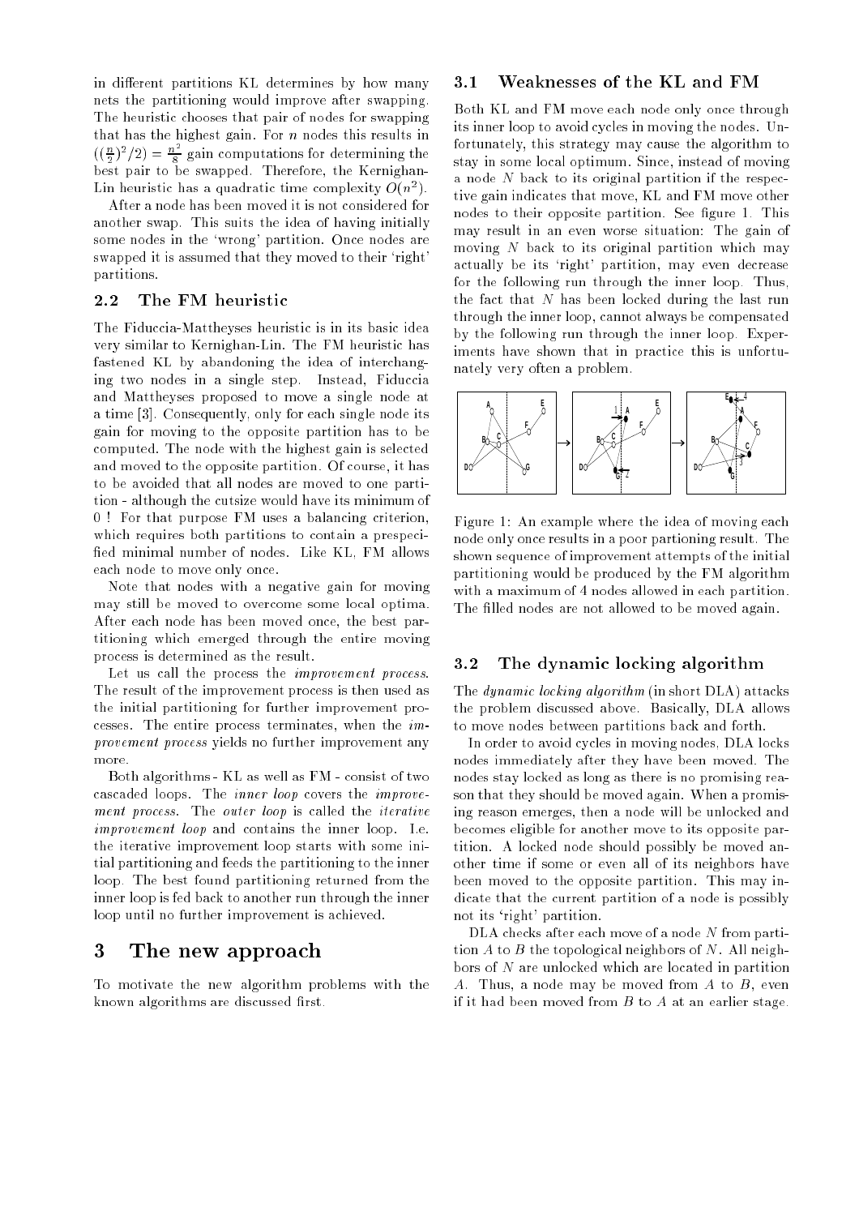in different partitions KL determines by how many nets the partitioning would improve after swapping. The heuristic chooses that pair of nodes for swapping that has the highest gain. For $n$ nodes this results in $((\frac{n}{2})^2/2) = \frac{n^2}{8}$ gain computations for determining the best pair to be swapped. Therefore, the Kernighan-Lin heuristic has a quadratic time complexity $O(n^2)$.

After a node has been moved it is not considered for another swap. This suits the idea of having initially some nodes in the 'wrong' partition. Once nodes are swapped it is assumed that they moved to their 'right' partitions.

### 2.2 The FM heuristic

The Fiduccia-Mattheyses heuristic is in its basic idea very similar to Kernighan-Lin. The FM heuristic has fastened KL by abandoning the idea of interchanging two nodes in a single step. Instead, Fiduccia and Mattheyses proposed to move a single node at a time [3]. Consequently, only for each single node its gain for moving to the opposite partition has to be computed. The node with the highest gain is selected and moved to the opposite partition. Of course, it has to be avoided that all nodes are moved to one partition - although the cutsize would have its minimum of 0 ! For that purpose FM uses a balancing criterion, which requires both partitions to contain a prespecified minimal number of nodes. Like KL, FM allows each node to move only once.

Note that nodes with a negative gain for moving may still be moved to overcome some local optima. After each node has been moved once, the best partitioning which emerged through the entire moving process is determined as the result.

Let us call the process the *improvement process*. The result of the improvement process is then used as the initial partitioning for further improvement processes. The entire process terminates, when the *improvement process* yields no further improvement any more.

Both algorithms - KL as well as FM - consist of two cascaded loops. The *inner loop* covers the *improvement process*. The *outer loop* is called the *iterative improvement loop* and contains the inner loop. I.e. the iterative improvement loop starts with some initial partitioning and feeds the partitioning to the inner loop. The best found partitioning returned from the inner loop is fed back to another run through the inner loop until no further improvement is achieved.

## 3 The new approach

To motivate the new algorithm problems with the known algorithms are discussed first.

### 3.1 Weaknesses of the KL and FM

Both KL and FM move each node only once through its inner loop to avoid cycles in moving the nodes. Unfortunately, this strategy may cause the algorithm to stay in some local optimum. Since, instead of moving a node $N$ back to its original partition if the respective gain indicates that move, KL and FM move other nodes to their opposite partition. See figure 1. This may result in an even worse situation: The gain of moving $N$ back to its original partition which may actually be its 'right' partition, may even decrease for the following run through the inner loop. Thus, the fact that $N$ has been locked during the last run through the inner loop, cannot always be compensated by the following run through the inner loop. Experiments have shown that in practice this is unfortunately very often a problem.

Figure 1: An example where the idea of moving each node only once results in a poor partioning result. The shown sequence of improvement attempts of the initial partitioning would be produced by the FM algorithm with a maximum of 4 nodes allowed in each partition. The filled nodes are not allowed to be moved again.

### 3.2 The dynamic locking algorithm

The *dynamic locking algorithm* (in short DLA) attacks the problem discussed above. Basically, DLA allows to move nodes between partitions back and forth.

In order to avoid cycles in moving nodes, DLA locks nodes immediately after they have been moved. The nodes stay locked as long as there is no promising reason that they should be moved again. When a promising reason emerges, then a node will be unlocked and becomes eligible for another move to its opposite partition. A locked node should possibly be moved another time if some or even all of its neighbors have been moved to the opposite partition. This may indicate that the current partition of a node is possibly not its 'right' partition.

DLA checks after each move of a node $N$ from partition $A$ to $B$ the topological neighbors of $N$. All neighbors of $N$ are unlocked which are located in partition $A$. Thus, a node may be moved from $A$ to $B$, even if it had been moved from $B$ to $A$ at an earlier stage.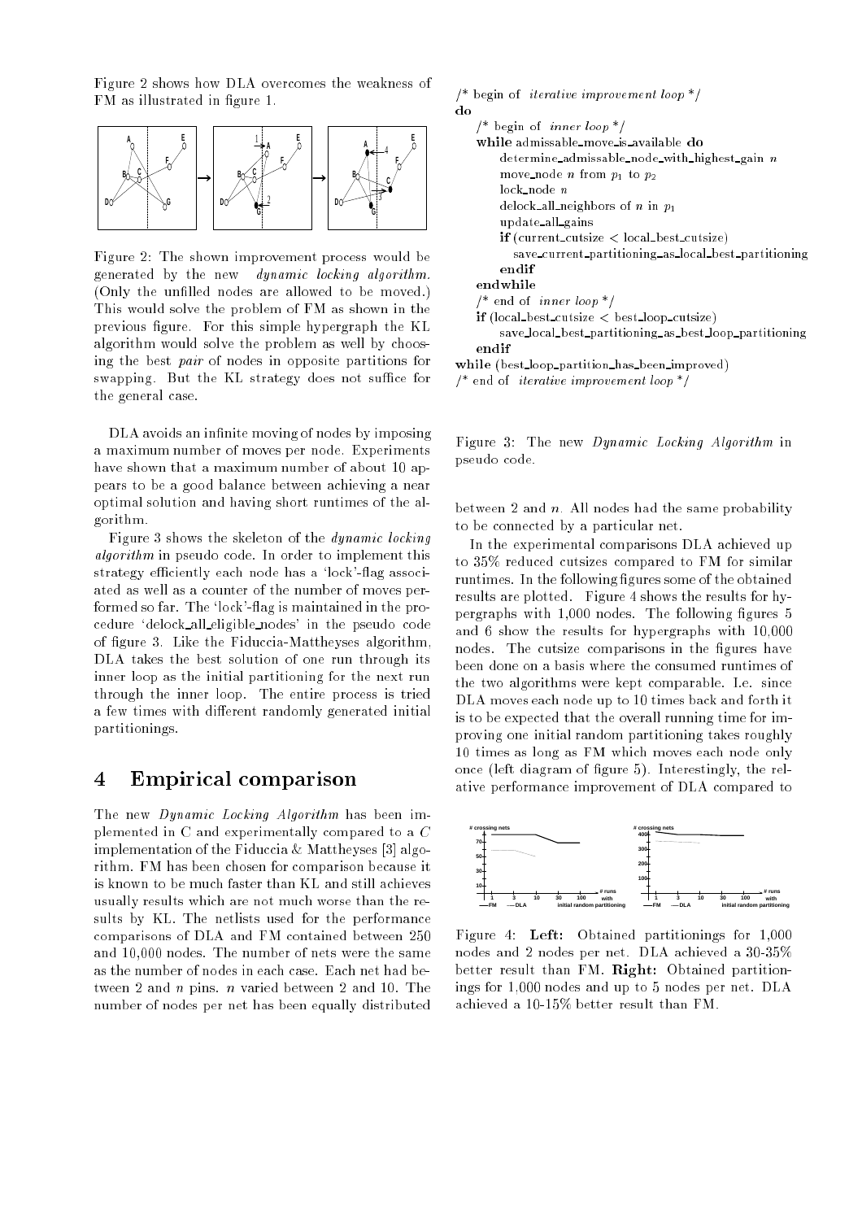Figure 2 shows how DLA overcomes the weakness of FM as illustrated in figure 1.

Figure 2: The shown improvement process would be generated by the new *dynamic locking algorithm.* (Only the unfilled nodes are allowed to be moved.) This would solve the problem of FM as shown in the previous figure. For this simple hypergraph the KL algorithm would solve the problem as well by choosing the best *pair* of nodes in opposite partitions for swapping. But the KL strategy does not suffice for the general case.

DLA avoids an infinite moving of nodes by imposing a maximum number of moves per node. Experiments have shown that a maximum number of about 10 appears to be a good balance between achieving a near optimal solution and having short runtimes of the algorithm.

Figure 3 shows the skeleton of the *dynamic locking algorithm* in pseudo code. In order to implement this strategy efficiently each node has a 'lock'-flag associated as well as a counter of the number of moves performed so far. The 'lock'-flag is maintained in the procedure 'delock_all_eligible_nodes' in the pseudo code of figure 3. Like the Fiduccia-Mattheyses algorithm, DLA takes the best solution of one run through its inner loop as the initial partitioning for the next run through the inner loop. The entire process is tried a few times with different randomly generated initial partitionings.

```
/* begin of iterative improvement loop */
do
    /* begin of inner loop */
    while admissable_move_is_available do
        determine_admissable_node_with_highest_gain n
        move_node n from p1 to p2
        lock_node n
        delock_all_neighbors of n in p1
        update_all_gains
        if (current_cutsize < local_best_cutsize)
            save_current_partitioning_as_local_best_partitioning
        endif
    endwhile
    /* end of inner loop */
    if (local_best_cutsize < best_loop_cutsize)
        save_local_best_partitioning_as_best_loop_partitioning
    endif
while (best_loop_partition_has_been_improved)
/* end of iterative improvement loop */
```

Figure 3: The new *Dynamic Locking Algorithm* in pseudo code.

## 4 Empirical comparison

The new *Dynamic Locking Algorithm* has been implemented in C and experimentally compared to a *C* implementation of the Fiduccia & Mattheyses [3] algorithm. FM has been chosen for comparison because it is known to be much faster than KL and still achieves usually results which are not much worse than the results by KL. The netlists used for the performance comparisons of DLA and FM contained between 250 and 10,000 nodes. The number of nets were the same as the number of nodes in each case. Each net had between 2 and $n$ pins. $n$ varied between 2 and 10. The number of nodes per net has been equally distributed between 2 and $n$. All nodes had the same probability to be connected by a particular net.

In the experimental comparisons DLA achieved up to 35% reduced cutsizes compared to FM for similar runtimes. In the following figures some of the obtained results are plotted. Figure 4 shows the results for hypergraphs with 1,000 nodes. The following figures 5 and 6 show the results for hypergraphs with 10,000 nodes. The cutsize comparisons in the figures have been done on a basis where the consumed runtimes of the two algorithms were kept comparable. I.e. since DLA moves each node up to 10 times back and forth it is to be expected that the overall running time for improving one initial random partitioning takes roughly 10 times as long as FM which moves each node only once (left diagram of figure 5). Interestingly, the relative performance improvement of DLA compared to

Figure 4: **Left:** Obtained partitionings for 1,000 nodes and 2 nodes per net. DLA achieved a 30-35% better result than FM. **Right:** Obtained partitionings for 1,000 nodes and up to 5 nodes per net. DLA achieved a 10-15% better result than FM.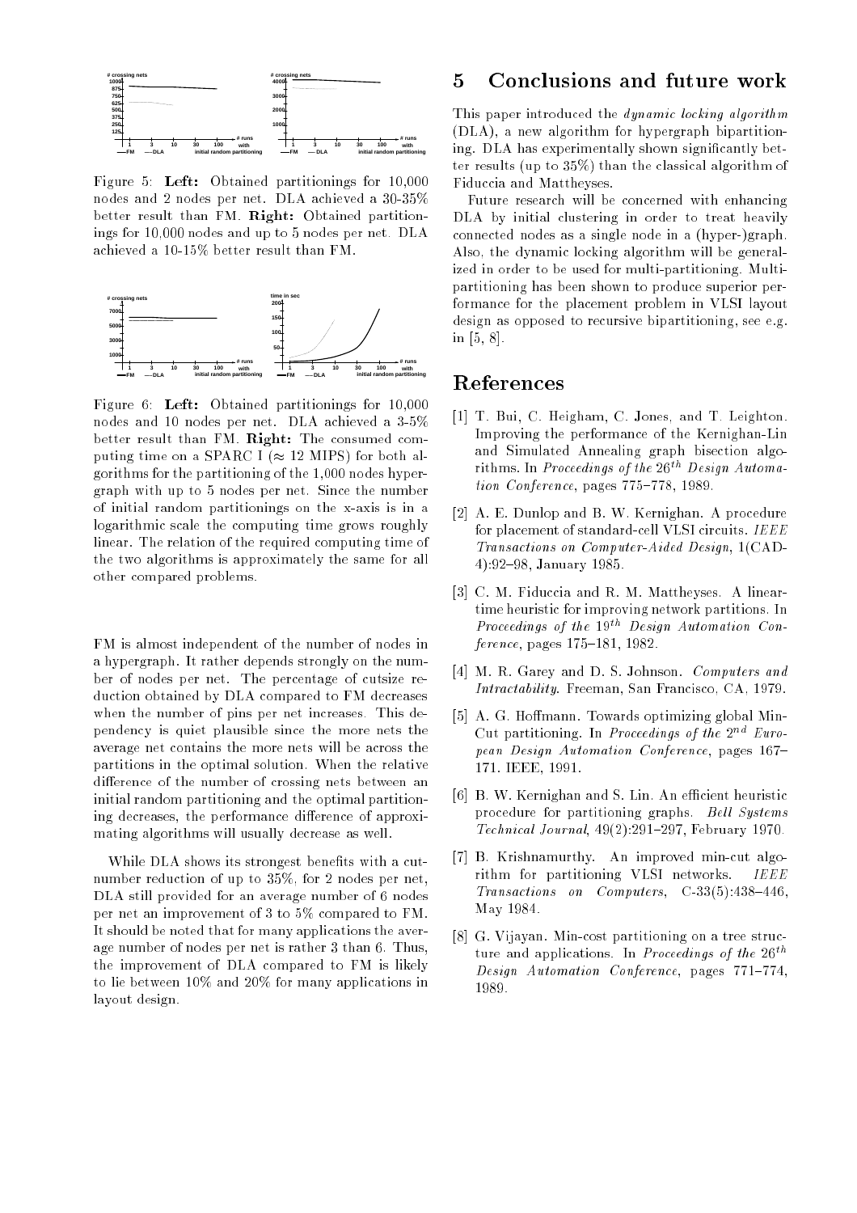# crossing nets
1000
875
750
625
500
375
250
125
1 3 10 30 100 # runs with initial random partitioning
—FM —DLA

# crossing nets
4000
3000
2000
1000
1 3 10 30 100 # runs with initial random partitioning
—FM —DLA

Figure 5: **Left:** Obtained partitionings for 10,000 nodes and 2 nodes per net. DLA achieved a 30-35% better result than FM. **Right:** Obtained partitionings for 10,000 nodes and up to 5 nodes per net. DLA achieved a 10-15% better result than FM.

# crossing nets
7000
5000
3000
1000
1 3 10 30 100 # runs with initial random partitioning
—FM —DLA

time in sec
200
150
100
50
1 3 10 30 100 # runs with initial random partitioning
—FM —DLA

Figure 6: **Left:** Obtained partitionings for 10,000 nodes and 10 nodes per net. DLA achieved a 3-5% better result than FM. **Right:** The consumed computing time on a SPARC I ($\approx$ 12 MIPS) for both algorithms for the partitioning of the 1,000 nodes hypergraph with up to 5 nodes per net. Since the number of initial random partitionings on the x-axis is in a logarithmic scale the computing time grows roughly linear. The relation of the required computing time of the two algorithms is approximately the same for all other compared problems.

FM is almost independent of the number of nodes in a hypergraph. It rather depends strongly on the number of nodes per net. The percentage of cutsize reduction obtained by DLA compared to FM decreases when the number of pins per net increases. This dependency is quiet plausible since the more nets the average net contains the more nets will be across the partitions in the optimal solution. When the relative difference of the number of crossing nets between an initial random partitioning and the optimal partitioning decreases, the performance difference of approximating algorithms will usually decrease as well.

While DLA shows its strongest benefits with a cutnumber reduction of up to 35%, for 2 nodes per net, DLA still provided for an average number of 6 nodes per net an improvement of 3 to 5% compared to FM. It should be noted that for many applications the average number of nodes per net is rather 3 than 6. Thus, the improvement of DLA compared to FM is likely to lie between 10% and 20% for many applications in layout design.

## 5 Conclusions and future work

This paper introduced the *dynamic locking algorithm* (DLA), a new algorithm for hypergraph bipartitioning. DLA has experimentally shown significantly better results (up to 35%) than the classical algorithm of Fiduccia and Mattheyses.

Future research will be concerned with enhancing DLA by initial clustering in order to treat heavily connected nodes as a single node in a (hyper-)graph. Also, the dynamic locking algorithm will be generalized in order to be used for multi-partitioning. Multi-partitioning has been shown to produce superior performance for the placement problem in VLSI layout design as opposed to recursive bipartitioning, see e.g. in [5, 8].

## References

[1] T. Bui, C. Heigham, C. Jones, and T. Leighton. Improving the performance of the Kernighan-Lin and Simulated Annealing graph bisection algorithms. In *Proceedings of the 26th Design Automation Conference*, pages 775–778, 1989.

[2] A. E. Dunlop and B. W. Kernighan. A procedure for placement of standard-cell VLSI circuits. *IEEE Transactions on Computer-Aided Design*, 1(CAD-4):92–98, January 1985.

[3] C. M. Fiduccia and R. M. Mattheyses. A linear-time heuristic for improving network partitions. In *Proceedings of the 19th Design Automation Conference*, pages 175–181, 1982.

[4] M. R. Garey and D. S. Johnson. *Computers and Intractability.* Freeman, San Francisco, CA, 1979.

[5] A. G. Hoffmann. Towards optimizing global Min-Cut partitioning. In *Proceedings of the 2nd European Design Automation Conference*, pages 167–171. IEEE, 1991.

[6] B. W. Kernighan and S. Lin. An efficient heuristic procedure for partitioning graphs. *Bell Systems Technical Journal*, 49(2):291–297, February 1970.

[7] B. Krishnamurthy. An improved min-cut algorithm for partitioning VLSI networks. *IEEE Transactions on Computers*, C-33(5):438–446, May 1984.

[8] G. Vijayan. Min-cost partitioning on a tree structure and applications. In *Proceedings of the 26th Design Automation Conference*, pages 771–774, 1989.